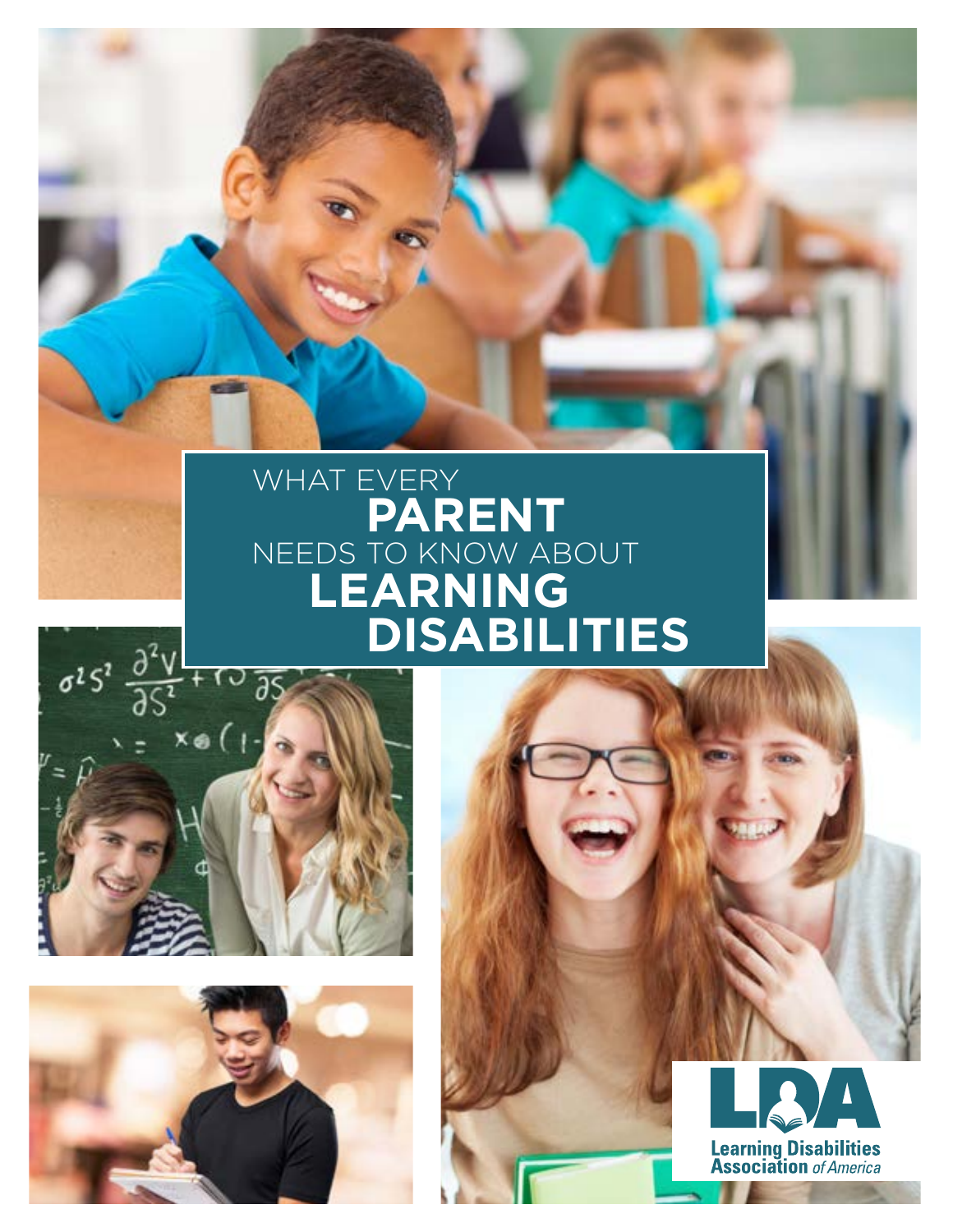# WHAT EVERY PARENT NEEDS TO KNOW ABOUT LEARNING DISABILITIES

Learning Disabilities Association *of America*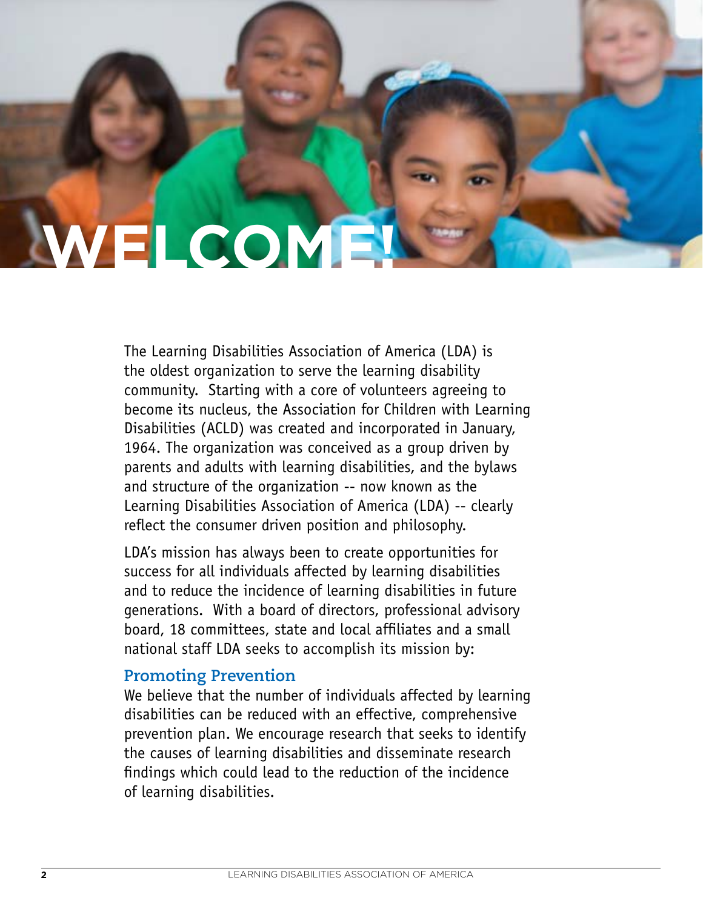# WELCOME!

The Learning Disabilities Association of America (LDA) is the oldest organization to serve the learning disability community. Starting with a core of volunteers agreeing to become its nucleus, the Association for Children with Learning Disabilities (ACLD) was created and incorporated in January, 1964. The organization was conceived as a group driven by parents and adults with learning disabilities, and the bylaws and structure of the organization -- now known as the Learning Disabilities Association of America (LDA) -- clearly reflect the consumer driven position and philosophy.

LDA's mission has always been to create opportunities for success for all individuals affected by learning disabilities and to reduce the incidence of learning disabilities in future generations. With a board of directors, professional advisory board, 18 committees, state and local affiliates and a small national staff LDA seeks to accomplish its mission by:

## Promoting Prevention

We believe that the number of individuals affected by learning disabilities can be reduced with an effective, comprehensive prevention plan. We encourage research that seeks to identify the causes of learning disabilities and disseminate research findings which could lead to the reduction of the incidence of learning disabilities.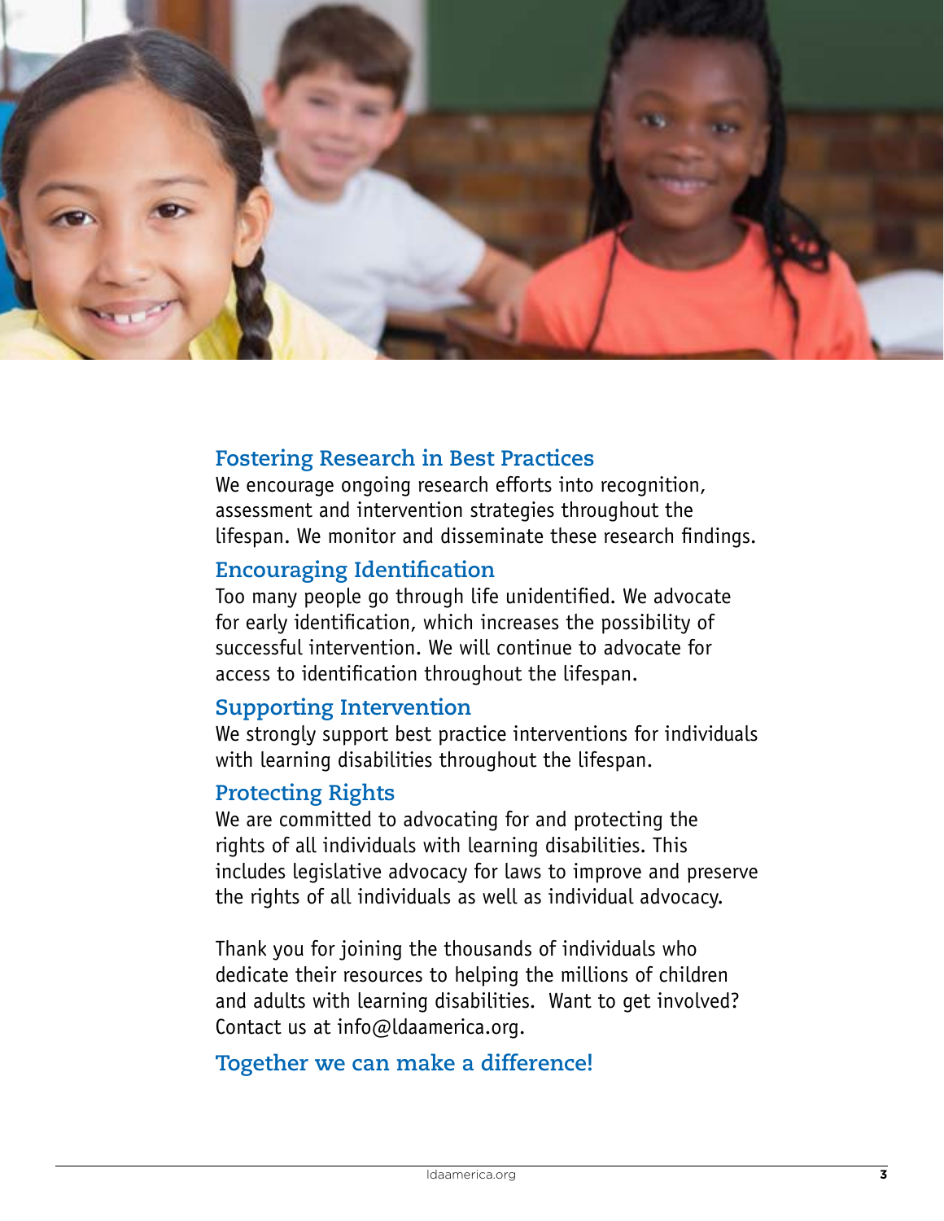## Fostering Research in Best Practices

We encourage ongoing research efforts into recognition, assessment and intervention strategies throughout the lifespan. We monitor and disseminate these research findings.

## Encouraging Identification

Too many people go through life unidentified. We advocate for early identification, which increases the possibility of successful intervention. We will continue to advocate for access to identification throughout the lifespan.

## Supporting Intervention

We strongly support best practice interventions for individuals with learning disabilities throughout the lifespan.

## Protecting Rights

We are committed to advocating for and protecting the rights of all individuals with learning disabilities. This includes legislative advocacy for laws to improve and preserve the rights of all individuals as well as individual advocacy.

Thank you for joining the thousands of individuals who dedicate their resources to helping the millions of children and adults with learning disabilities. Want to get involved? Contact us at info@ldaamerica.org.

## Together we can make a difference!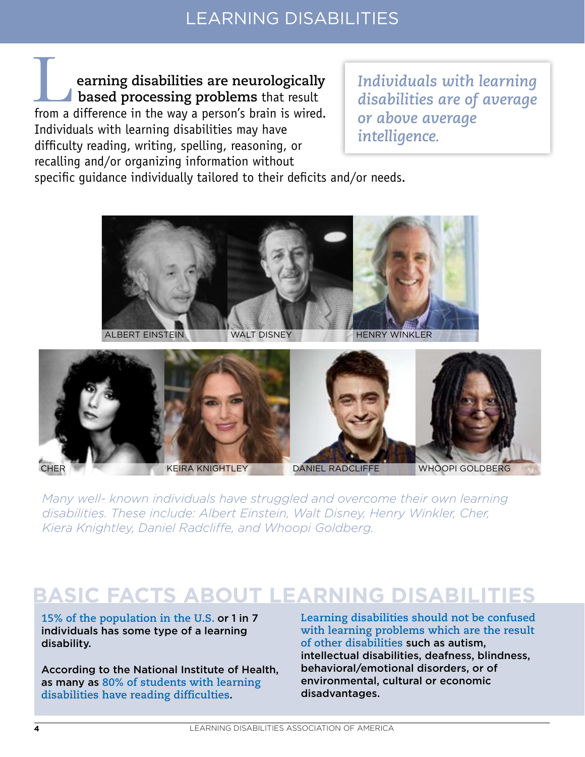# LEARNING DISABILITIES

**Learning disabilities are neurologically based processing problems** that result from a difference in the way a person's brain is wired. Individuals with learning disabilities may have difficulty reading, writing, spelling, reasoning, or recalling and/or organizing information without specific guidance individually tailored to their deficits and/or needs.

*Individuals with learning disabilities are of average or above average intelligence.*

ALBERT EINSTEIN WALT DISNEY HENRY WINKLER

CHER KEIRA KNIGHTLEY DANIEL RADCLIFFE WHOOPI GOLDBERG

*Many well- known individuals have struggled and overcome their own learning disabilities. These include: Albert Einstein, Walt Disney, Henry Winkler, Cher, Kiera Knightley, Daniel Radcliffe, and Whoopi Goldberg.*

## BASIC FACTS ABOUT LEARNING DISABILITIES

**15% of the population in the U.S.** or 1 in 7 individuals has some type of a learning disability.

According to the National Institute of Health, as many as **80% of students with learning disabilities have reading difficulties**.

**Learning disabilities should not be confused with learning problems which are the result of other disabilities** such as autism, intellectual disabilities, deafness, blindness, behavioral/emotional disorders, or of environmental, cultural or economic disadvantages.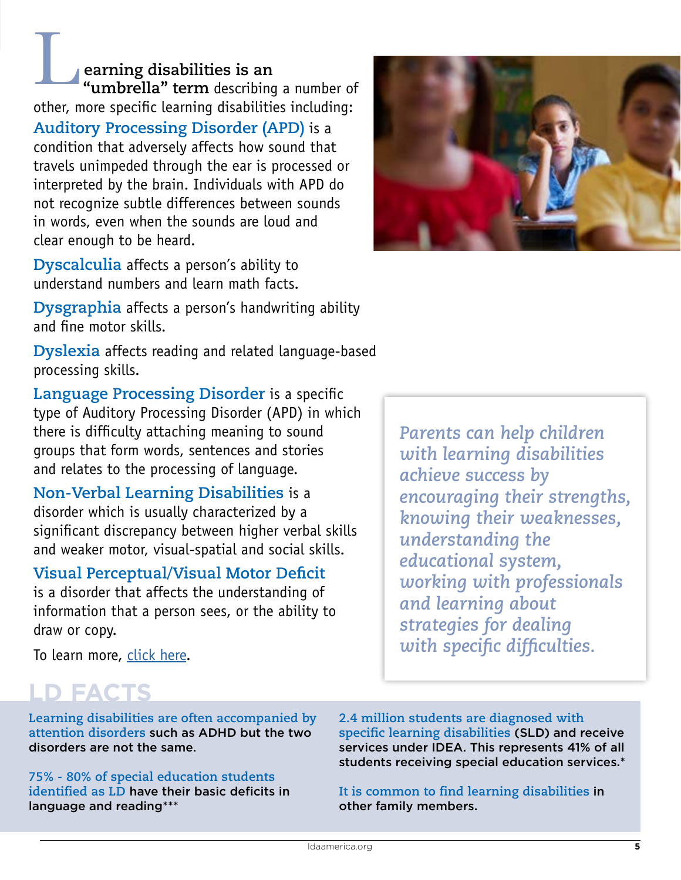**Learning disabilities is an "umbrella" term** describing a number of other, more specific learning disabilities including:

**Auditory Processing Disorder (APD)** is a condition that adversely affects how sound that travels unimpeded through the ear is processed or interpreted by the brain. Individuals with APD do not recognize subtle differences between sounds in words, even when the sounds are loud and clear enough to be heard.

**Dyscalculia** affects a person's ability to understand numbers and learn math facts.

**Dysgraphia** affects a person's handwriting ability and fine motor skills.

**Dyslexia** affects reading and related language-based processing skills.

**Language Processing Disorder** is a specific type of Auditory Processing Disorder (APD) in which there is difficulty attaching meaning to sound groups that form words, sentences and stories and relates to the processing of language.

**Non-Verbal Learning Disabilities** is a disorder which is usually characterized by a significant discrepancy between higher verbal skills and weaker motor, visual-spatial and social skills.

**Visual Perceptual/Visual Motor Deficit** is a disorder that affects the understanding of information that a person sees, or the ability to draw or copy.

To learn more, click here.

*Parents can help children with learning disabilities achieve success by encouraging their strengths, knowing their weaknesses, understanding the educational system, working with professionals and learning about strategies for dealing with specific difficulties.*

## LD FACTS

**Learning disabilities are often accompanied by attention disorders** such as ADHD but the two disorders are not the same.

**75% - 80% of special education students identified as LD** have their basic deficits in language and reading***

**2.4 million students are diagnosed with specific learning disabilities** (SLD) and receive services under IDEA. This represents 41% of all students receiving special education services.*

**It is common to find learning disabilities** in other family members.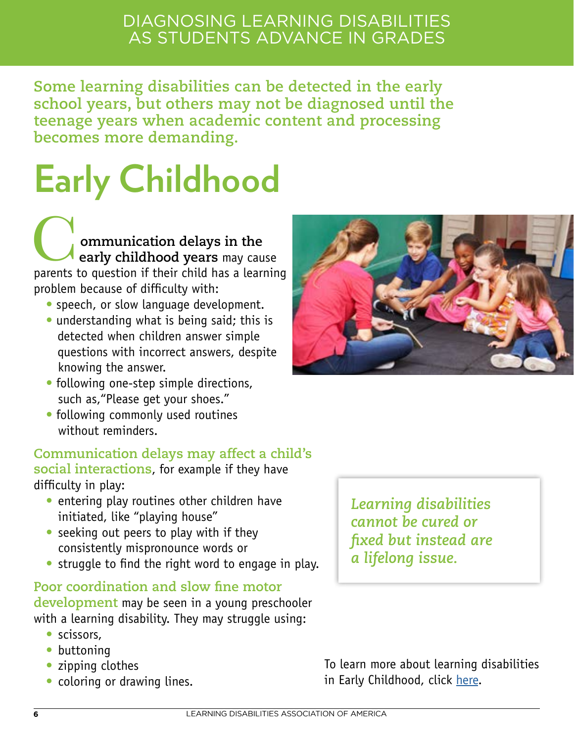# DIAGNOSING LEARNING DISABILITIES AS STUDENTS ADVANCE IN GRADES

**Some learning disabilities can be detected in the early school years, but others may not be diagnosed until the teenage years when academic content and processing becomes more demanding.**

## Early Childhood

**Communication delays in the early childhood years** may cause parents to question if their child has a learning problem because of difficulty with:

- speech, or slow language development.
- understanding what is being said; this is detected when children answer simple questions with incorrect answers, despite knowing the answer.
- following one-step simple directions, such as,"Please get your shoes."
- following commonly used routines without reminders.

**Communication delays may affect a child's social interactions**, for example if they have difficulty in play:

- entering play routines other children have initiated, like "playing house"
- seeking out peers to play with if they consistently mispronounce words or
- struggle to find the right word to engage in play.

**Poor coordination and slow fine motor development** may be seen in a young preschooler with a learning disability. They may struggle using:

- scissors,
- buttoning
- zipping clothes
- coloring or drawing lines.

*Learning disabilities cannot be cured or fixed but instead are a lifelong issue.*

To learn more about learning disabilities in Early Childhood, click here.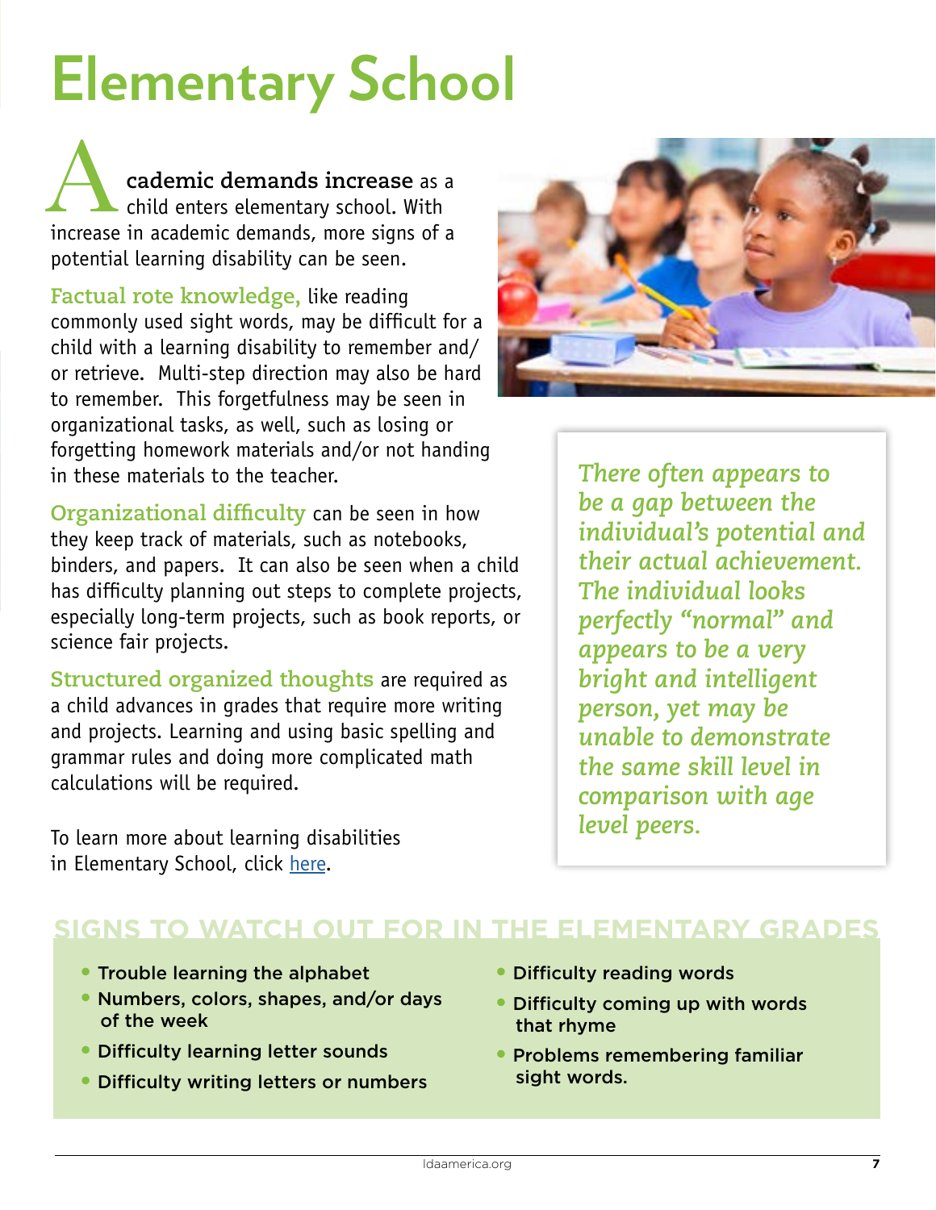# Elementary School

**Academic demands increase** as a child enters elementary school. With increase in academic demands, more signs of a potential learning disability can be seen.

**Factual rote knowledge,** like reading commonly used sight words, may be difficult for a child with a learning disability to remember and/or retrieve. Multi-step direction may also be hard to remember. This forgetfulness may be seen in organizational tasks, as well, such as losing or forgetting homework materials and/or not handing in these materials to the teacher.

**Organizational difficulty** can be seen in how they keep track of materials, such as notebooks, binders, and papers. It can also be seen when a child has difficulty planning out steps to complete projects, especially long-term projects, such as book reports, or science fair projects.

**Structured organized thoughts** are required as a child advances in grades that require more writing and projects. Learning and using basic spelling and grammar rules and doing more complicated math calculations will be required.

To learn more about learning disabilities in Elementary School, click here.

*There often appears to be a gap between the individual's potential and their actual achievement. The individual looks perfectly "normal" and appears to be a very bright and intelligent person, yet may be unable to demonstrate the same skill level in comparison with age level peers.*

## SIGNS TO WATCH OUT FOR IN THE ELEMENTARY GRADES

- Trouble learning the alphabet
- Numbers, colors, shapes, and/or days of the week
- Difficulty learning letter sounds
- Difficulty writing letters or numbers
- Difficulty reading words
- Difficulty coming up with words that rhyme
- Problems remembering familiar sight words.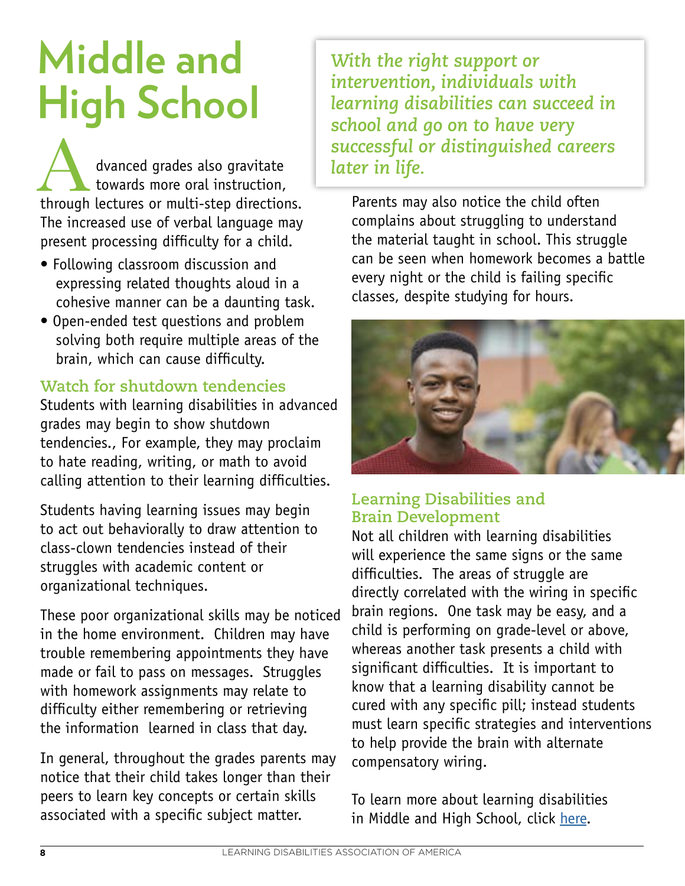# Middle and High School

Advanced grades also gravitate towards more oral instruction, through lectures or multi-step directions. The increased use of verbal language may present processing difficulty for a child.

- Following classroom discussion and expressing related thoughts aloud in a cohesive manner can be a daunting task.
- Open-ended test questions and problem solving both require multiple areas of the brain, which can cause difficulty.

### Watch for shutdown tendencies

Students with learning disabilities in advanced grades may begin to show shutdown tendencies., For example, they may proclaim to hate reading, writing, or math to avoid calling attention to their learning difficulties.

Students having learning issues may begin to act out behaviorally to draw attention to class-clown tendencies instead of their struggles with academic content or organizational techniques.

These poor organizational skills may be noticed in the home environment. Children may have trouble remembering appointments they have made or fail to pass on messages. Struggles with homework assignments may relate to difficulty either remembering or retrieving the information learned in class that day.

In general, throughout the grades parents may notice that their child takes longer than their peers to learn key concepts or certain skills associated with a specific subject matter.

*With the right support or intervention, individuals with learning disabilities can succeed in school and go on to have very successful or distinguished careers later in life.*

Parents may also notice the child often complains about struggling to understand the material taught in school. This struggle can be seen when homework becomes a battle every night or the child is failing specific classes, despite studying for hours.

### Learning Disabilities and Brain Development

Not all children with learning disabilities will experience the same signs or the same difficulties. The areas of struggle are directly correlated with the wiring in specific brain regions. One task may be easy, and a child is performing on grade-level or above, whereas another task presents a child with significant difficulties. It is important to know that a learning disability cannot be cured with any specific pill; instead students must learn specific strategies and interventions to help provide the brain with alternate compensatory wiring.

To learn more about learning disabilities in Middle and High School, click here.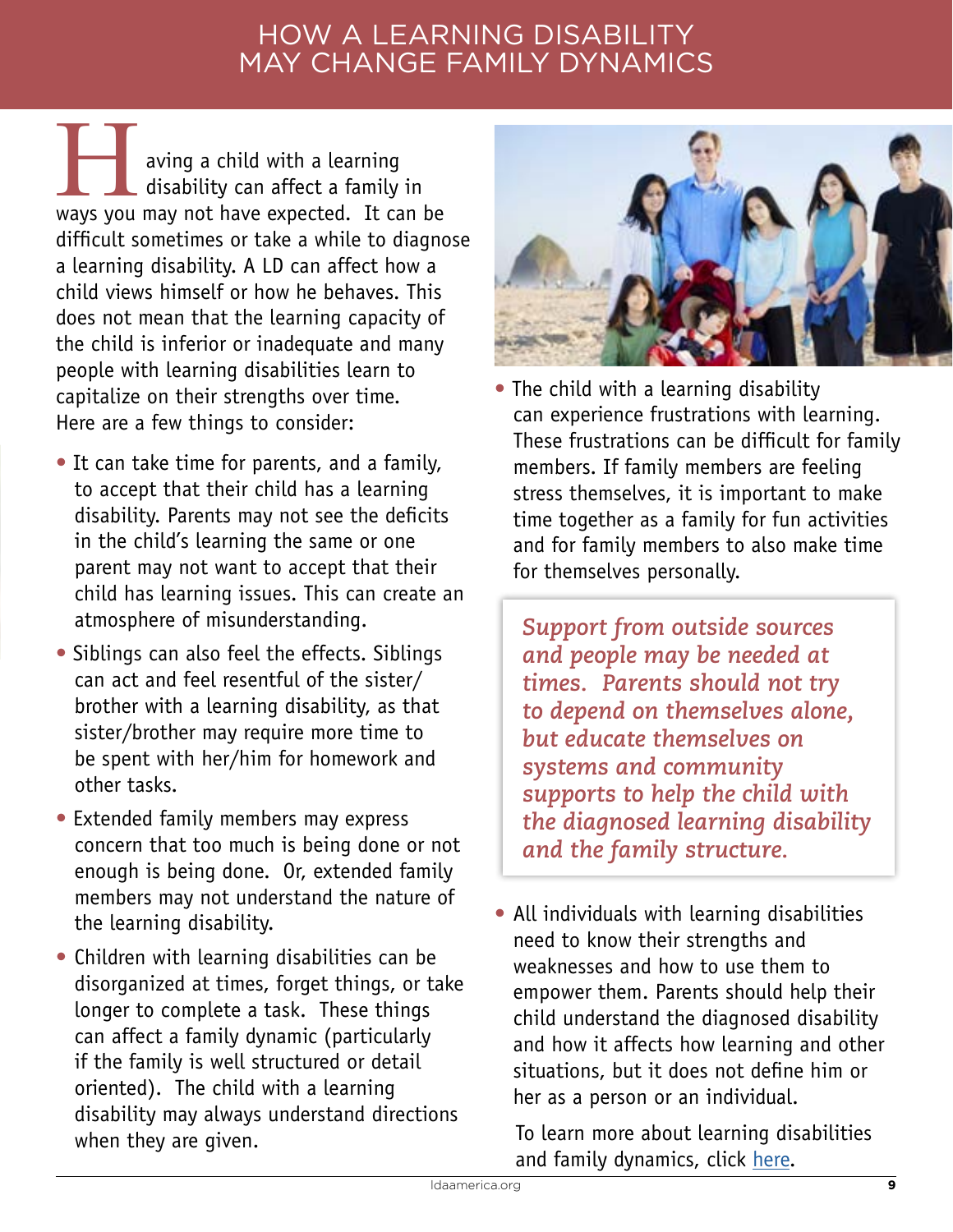# HOW A LEARNING DISABILITY MAY CHANGE FAMILY DYNAMICS

Having a child with a learning disability can affect a family in ways you may not have expected. It can be difficult sometimes or take a while to diagnose a learning disability. A LD can affect how a child views himself or how he behaves. This does not mean that the learning capacity of the child is inferior or inadequate and many people with learning disabilities learn to capitalize on their strengths over time. Here are a few things to consider:

- It can take time for parents, and a family, to accept that their child has a learning disability. Parents may not see the deficits in the child's learning the same or one parent may not want to accept that their child has learning issues. This can create an atmosphere of misunderstanding.
- Siblings can also feel the effects. Siblings can act and feel resentful of the sister/brother with a learning disability, as that sister/brother may require more time to be spent with her/him for homework and other tasks.
- Extended family members may express concern that too much is being done or not enough is being done. Or, extended family members may not understand the nature of the learning disability.
- Children with learning disabilities can be disorganized at times, forget things, or take longer to complete a task. These things can affect a family dynamic (particularly if the family is well structured or detail oriented). The child with a learning disability may always understand directions when they are given.
- The child with a learning disability can experience frustrations with learning. These frustrations can be difficult for family members. If family members are feeling stress themselves, it is important to make time together as a family for fun activities and for family members to also make time for themselves personally.

*Support from outside sources and people may be needed at times. Parents should not try to depend on themselves alone, but educate themselves on systems and community supports to help the child with the diagnosed learning disability and the family structure.*

- All individuals with learning disabilities need to know their strengths and weaknesses and how to use them to empower them. Parents should help their child understand the diagnosed disability and how it affects how learning and other situations, but it does not define him or her as a person or an individual.

To learn more about learning disabilities and family dynamics, click here.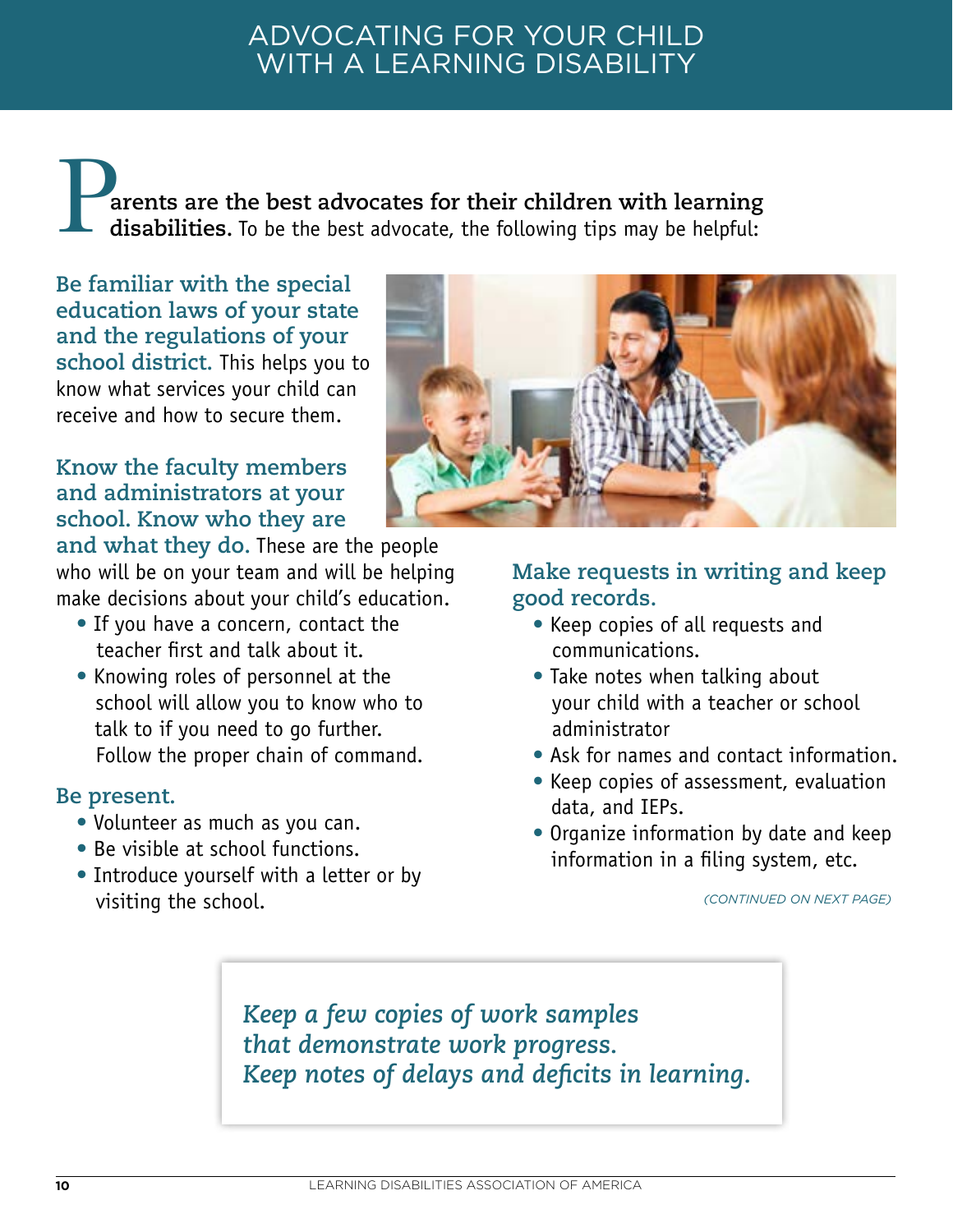# ADVOCATING FOR YOUR CHILD WITH A LEARNING DISABILITY

**Parents are the best advocates for their children with learning disabilities.** To be the best advocate, the following tips may be helpful:

**Be familiar with the special education laws of your state and the regulations of your school district.** This helps you to know what services your child can receive and how to secure them.

**Know the faculty members and administrators at your school. Know who they are and what they do.** These are the people who will be on your team and will be helping make decisions about your child's education.

- If you have a concern, contact the teacher first and talk about it.
- Knowing roles of personnel at the school will allow you to know who to talk to if you need to go further. Follow the proper chain of command.

**Be present.**

- Volunteer as much as you can.
- Be visible at school functions.
- Introduce yourself with a letter or by visiting the school.

**Make requests in writing and keep good records.**

- Keep copies of all requests and communications.
- Take notes when talking about your child with a teacher or school administrator
- Ask for names and contact information.
- Keep copies of assessment, evaluation data, and IEPs.
- Organize information by date and keep information in a filing system, etc.

*(CONTINUED ON NEXT PAGE)*

*Keep a few copies of work samples that demonstrate work progress. Keep notes of delays and deficits in learning.*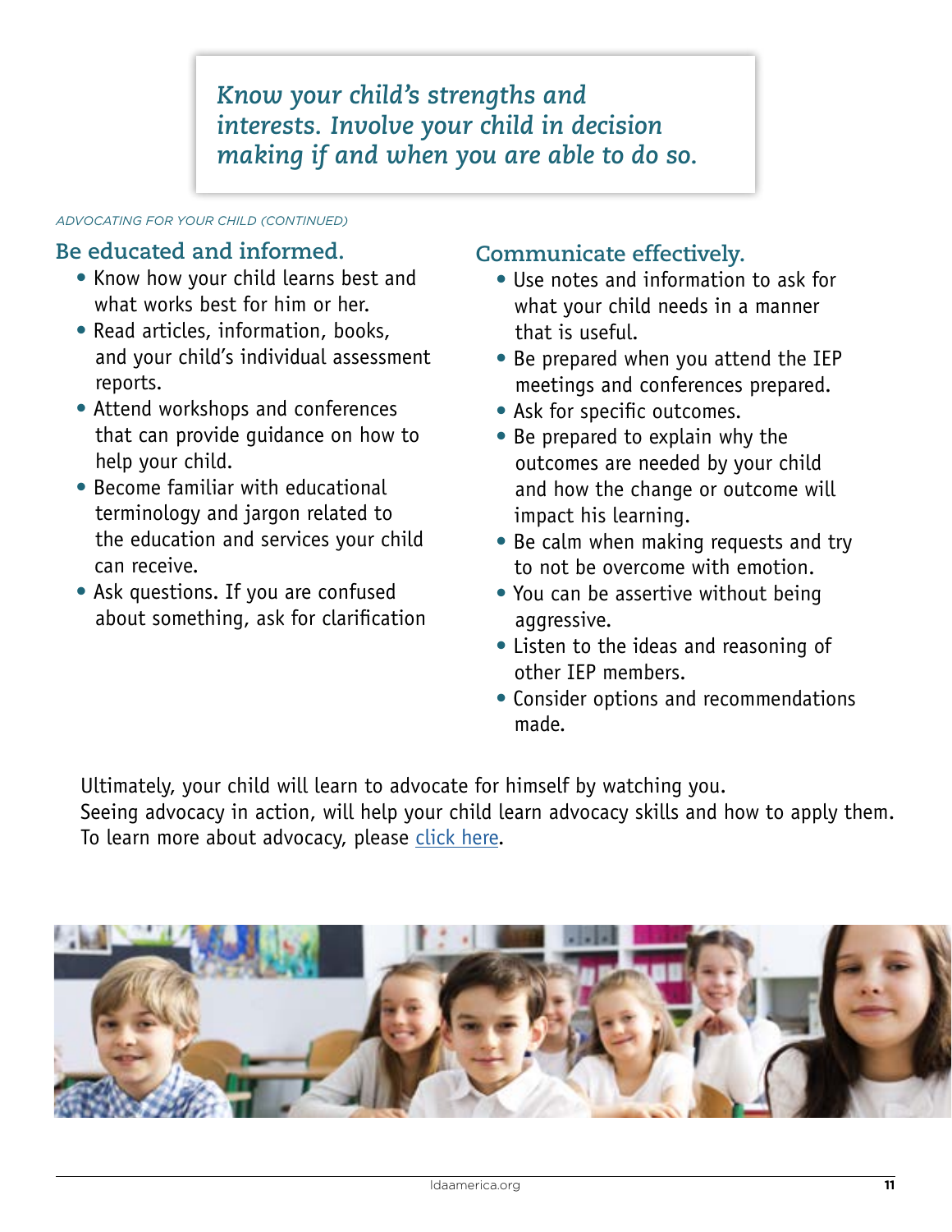*Know your child's strengths and interests. Involve your child in decision making if and when you are able to do so.*

*ADVOCATING FOR YOUR CHILD (CONTINUED)*

## Be educated and informed.

- Know how your child learns best and what works best for him or her.
- Read articles, information, books, and your child's individual assessment reports.
- Attend workshops and conferences that can provide guidance on how to help your child.
- Become familiar with educational terminology and jargon related to the education and services your child can receive.
- Ask questions. If you are confused about something, ask for clarification

## Communicate effectively.

- Use notes and information to ask for what your child needs in a manner that is useful.
- Be prepared when you attend the IEP meetings and conferences prepared.
- Ask for specific outcomes.
- Be prepared to explain why the outcomes are needed by your child and how the change or outcome will impact his learning.
- Be calm when making requests and try to not be overcome with emotion.
- You can be assertive without being aggressive.
- Listen to the ideas and reasoning of other IEP members.
- Consider options and recommendations made.

Ultimately, your child will learn to advocate for himself by watching you.
Seeing advocacy in action, will help your child learn advocacy skills and how to apply them.
To learn more about advocacy, please click here.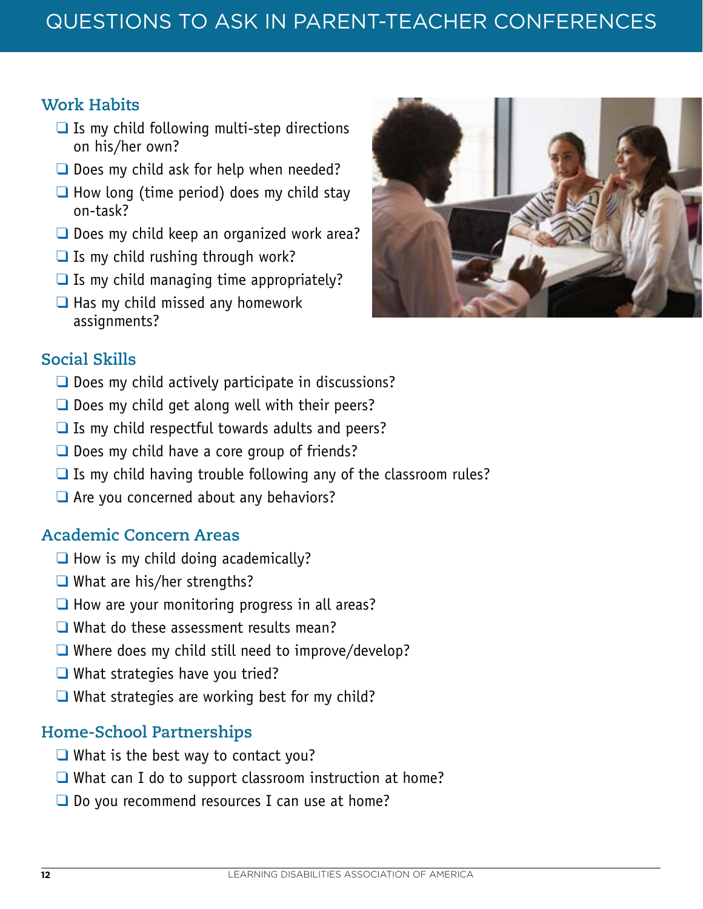# QUESTIONS TO ASK IN PARENT-TEACHER CONFERENCES

## Work Habits

- ❑ Is my child following multi-step directions on his/her own?
- ❑ Does my child ask for help when needed?
- ❑ How long (time period) does my child stay on-task?
- ❑ Does my child keep an organized work area?
- ❑ Is my child rushing through work?
- ❑ Is my child managing time appropriately?
- ❑ Has my child missed any homework assignments?

## Social Skills

- ❑ Does my child actively participate in discussions?
- ❑ Does my child get along well with their peers?
- ❑ Is my child respectful towards adults and peers?
- ❑ Does my child have a core group of friends?
- ❑ Is my child having trouble following any of the classroom rules?
- ❑ Are you concerned about any behaviors?

## Academic Concern Areas

- ❑ How is my child doing academically?
- ❑ What are his/her strengths?
- ❑ How are your monitoring progress in all areas?
- ❑ What do these assessment results mean?
- ❑ Where does my child still need to improve/develop?
- ❑ What strategies have you tried?
- ❑ What strategies are working best for my child?

## Home-School Partnerships

- ❑ What is the best way to contact you?
- ❑ What can I do to support classroom instruction at home?
- ❑ Do you recommend resources I can use at home?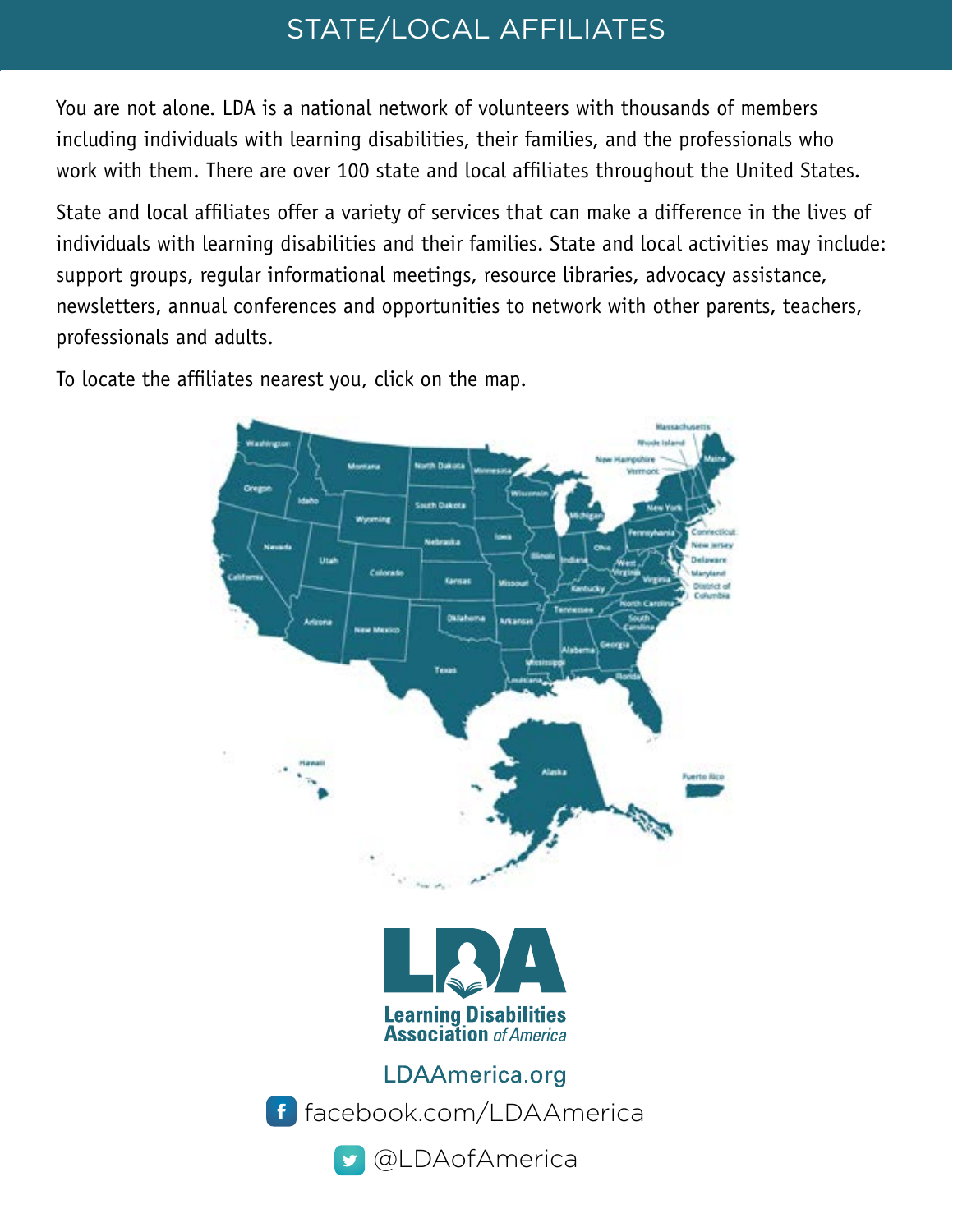# STATE/LOCAL AFFILIATES

You are not alone. LDA is a national network of volunteers with thousands of members including individuals with learning disabilities, their families, and the professionals who work with them. There are over 100 state and local affiliates throughout the United States.

State and local affiliates offer a variety of services that can make a difference in the lives of individuals with learning disabilities and their families. State and local activities may include: support groups, regular informational meetings, resource libraries, advocacy assistance, newsletters, annual conferences and opportunities to network with other parents, teachers, professionals and adults.

To locate the affiliates nearest you, click on the map.

Learning Disabilities Association *of America*

LDAAmerica.org

facebook.com/LDAAmerica

@LDAofAmerica